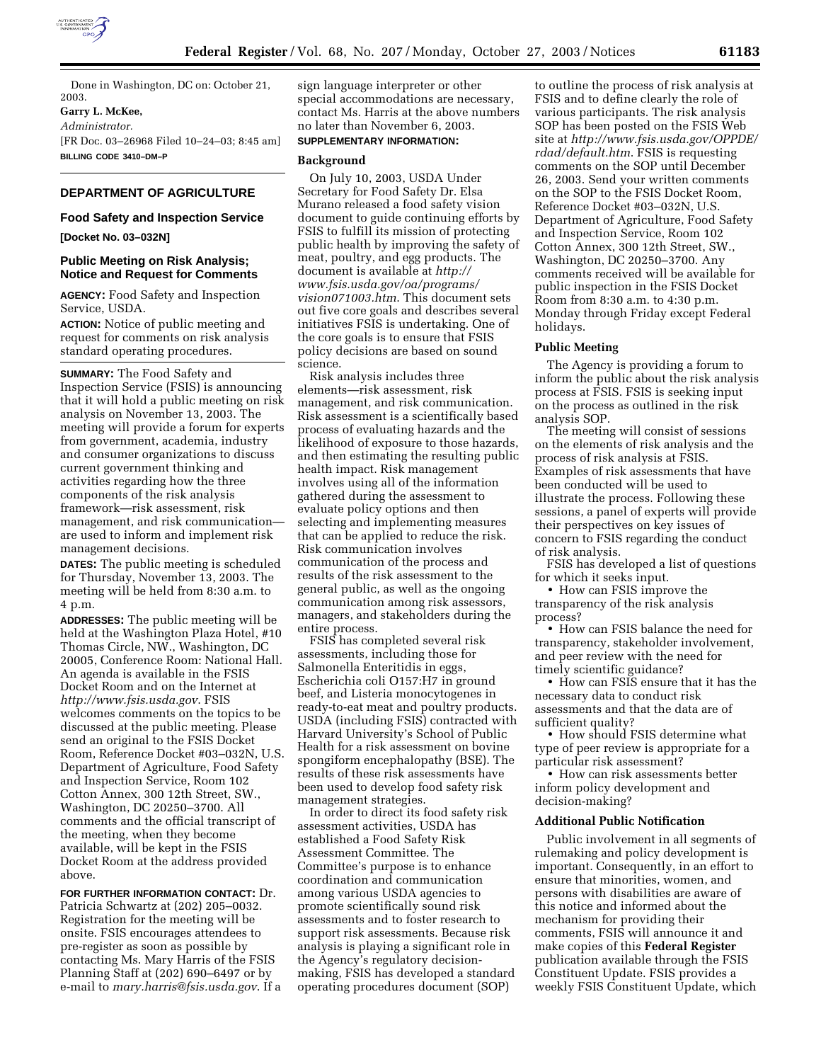Done in Washington, DC on: October 21, 2003.

**Garry L. McKee,**

*Administrator.*

[FR Doc. 03–26968 Filed 10–24–03; 8:45 am]

**BILLING CODE 3410–DM–P**

## DEPARTMENT OF AGRICULTURE

### Food Safety and Inspection Service

**[Docket No. 03–032N]**

### Public Meeting on Risk Analysis; Notice and Request for Comments

**AGENCY:** Food Safety and Inspection Service, USDA.

**ACTION:** Notice of public meeting and request for comments on risk analysis standard operating procedures.

**SUMMARY:** The Food Safety and Inspection Service (FSIS) is announcing that it will hold a public meeting on risk analysis on November 13, 2003. The meeting will provide a forum for experts from government, academia, industry and consumer organizations to discuss current government thinking and activities regarding how the three components of the risk analysis framework—risk assessment, risk management, and risk communication—are used to inform and implement risk management decisions.

**DATES:** The public meeting is scheduled for Thursday, November 13, 2003. The meeting will be held from 8:30 a.m. to 4 p.m.

**ADDRESSES:** The public meeting will be held at the Washington Plaza Hotel, #10 Thomas Circle, NW., Washington, DC 20005, Conference Room: National Hall. An agenda is available in the FSIS Docket Room and on the Internet at *http://www.fsis.usda.gov.* FSIS welcomes comments on the topics to be discussed at the public meeting. Please send an original to the FSIS Docket Room, Reference Docket #03–032N, U.S. Department of Agriculture, Food Safety and Inspection Service, Room 102 Cotton Annex, 300 12th Street, SW., Washington, DC 20250–3700. All comments and the official transcript of the meeting, when they become available, will be kept in the FSIS Docket Room at the address provided above.

**FOR FURTHER INFORMATION CONTACT:** Dr. Patricia Schwartz at (202) 205–0032. Registration for the meeting will be onsite. FSIS encourages attendees to pre-register as soon as possible by contacting Ms. Mary Harris of the FSIS Planning Staff at (202) 690–6497 or by e-mail to *mary.harris@fsis.usda.gov.* If a sign language interpreter or other special accommodations are necessary, contact Ms. Harris at the above numbers no later than November 6, 2003.

**SUPPLEMENTARY INFORMATION:**

#### Background

On July 10, 2003, USDA Under Secretary for Food Safety Dr. Elsa Murano released a food safety vision document to guide continuing efforts by FSIS to fulfill its mission of protecting public health by improving the safety of meat, poultry, and egg products. The document is available at *http://www.fsis.usda.gov/oa/programs/vision071003.htm.* This document sets out five core goals and describes several initiatives FSIS is undertaking. One of the core goals is to ensure that FSIS policy decisions are based on sound science.

Risk analysis includes three elements—risk assessment, risk management, and risk communication. Risk assessment is a scientifically based process of evaluating hazards and the likelihood of exposure to those hazards, and then estimating the resulting public health impact. Risk management involves using all of the information gathered during the assessment to evaluate policy options and then selecting and implementing measures that can be applied to reduce the risk. Risk communication involves communication of the process and results of the risk assessment to the general public, as well as the ongoing communication among risk assessors, managers, and stakeholders during the entire process.

FSIS has completed several risk assessments, including those for Salmonella Enteritidis in eggs, Escherichia coli O157:H7 in ground beef, and Listeria monocytogenes in ready-to-eat meat and poultry products. USDA (including FSIS) contracted with Harvard University's School of Public Health for a risk assessment on bovine spongiform encephalopathy (BSE). The results of these risk assessments have been used to develop food safety risk management strategies.

In order to direct its food safety risk assessment activities, USDA has established a Food Safety Risk Assessment Committee. The Committee's purpose is to enhance coordination and communication among various USDA agencies to promote scientifically sound risk assessments and to foster research to support risk assessments. Because risk analysis is playing a significant role in the Agency's regulatory decision-making, FSIS has developed a standard operating procedures document (SOP) to outline the process of risk analysis at FSIS and to define clearly the role of various participants. The risk analysis SOP has been posted on the FSIS Web site at *http://www.fsis.usda.gov/OPPDE/rdad/default.htm.* FSIS is requesting comments on the SOP until December 26, 2003. Send your written comments on the SOP to the FSIS Docket Room, Reference Docket #03–032N, U.S. Department of Agriculture, Food Safety and Inspection Service, Room 102 Cotton Annex, 300 12th Street, SW., Washington, DC 20250–3700. Any comments received will be available for public inspection in the FSIS Docket Room from 8:30 a.m. to 4:30 p.m. Monday through Friday except Federal holidays.

#### Public Meeting

The Agency is providing a forum to inform the public about the risk analysis process at FSIS. FSIS is seeking input on the process as outlined in the risk analysis SOP.

The meeting will consist of sessions on the elements of risk analysis and the process of risk analysis at FSIS. Examples of risk assessments that have been conducted will be used to illustrate the process. Following these sessions, a panel of experts will provide their perspectives on key issues of concern to FSIS regarding the conduct of risk analysis.

FSIS has developed a list of questions for which it seeks input.

- How can FSIS improve the transparency of the risk analysis process?
- How can FSIS balance the need for transparency, stakeholder involvement, and peer review with the need for timely scientific guidance?
- How can FSIS ensure that it has the necessary data to conduct risk assessments and that the data are of sufficient quality?
- How should FSIS determine what type of peer review is appropriate for a particular risk assessment?
- How can risk assessments better inform policy development and decision-making?

#### Additional Public Notification

Public involvement in all segments of rulemaking and policy development is important. Consequently, in an effort to ensure that minorities, women, and persons with disabilities are aware of this notice and informed about the mechanism for providing their comments, FSIS will announce it and make copies of this **Federal Register** publication available through the FSIS Constituent Update. FSIS provides a weekly FSIS Constituent Update, which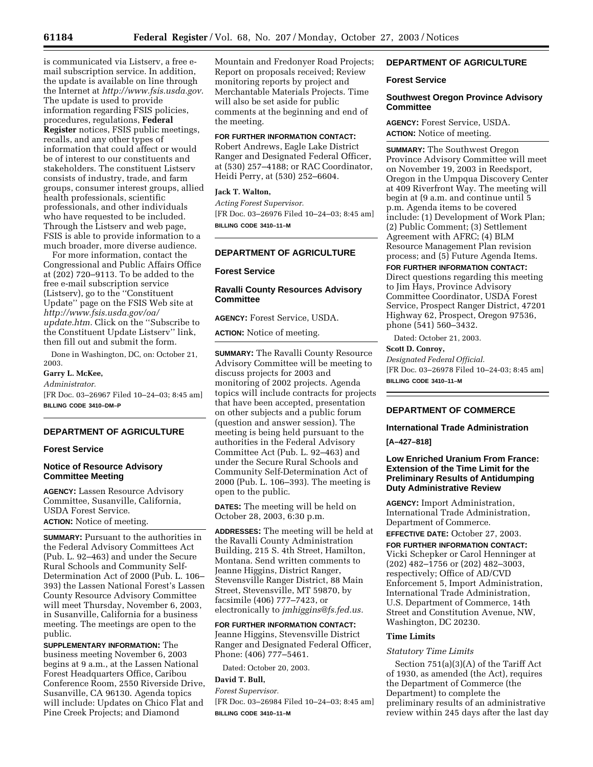is communicated via Listserv, a free e-mail subscription service. In addition, the update is available on line through the Internet at *http://www.fsis.usda.gov.* The update is used to provide information regarding FSIS policies, procedures, regulations, **Federal Register** notices, FSIS public meetings, recalls, and any other types of information that could affect or would be of interest to our constituents and stakeholders. The constituent Listserv consists of industry, trade, and farm groups, consumer interest groups, allied health professionals, scientific professionals, and other individuals who have requested to be included. Through the Listserv and web page, FSIS is able to provide information to a much broader, more diverse audience.

For more information, contact the Congressional and Public Affairs Office at (202) 720–9113. To be added to the free e-mail subscription service (Listserv), go to the ''Constituent Update'' page on the FSIS Web site at *http://www.fsis.usda.gov/oa/update.htm.* Click on the ''Subscribe to the Constituent Update Listserv'' link, then fill out and submit the form.

Done in Washington, DC, on: October 21, 2003.

**Garry L. McKee,**

*Administrator.*

[FR Doc. 03–26967 Filed 10–24–03; 8:45 am]

**BILLING CODE 3410–DM–P**

## DEPARTMENT OF AGRICULTURE

### Forest Service

### Notice of Resource Advisory Committee Meeting

**AGENCY:** Lassen Resource Advisory Committee, Susanville, California, USDA Forest Service.

**ACTION:** Notice of meeting.

**SUMMARY:** Pursuant to the authorities in the Federal Advisory Committees Act (Pub. L. 92–463) and under the Secure Rural Schools and Community Self-Determination Act of 2000 (Pub. L. 106–393) the Lassen National Forest's Lassen County Resource Advisory Committee will meet Thursday, November 6, 2003, in Susanville, California for a business meeting. The meetings are open to the public.

**SUPPLEMENTARY INFORMATION:** The business meeting November 6, 2003 begins at 9 a.m., at the Lassen National Forest Headquarters Office, Caribou Conference Room, 2550 Riverside Drive, Susanville, CA 96130. Agenda topics will include: Updates on Chico Flat and Pine Creek Projects; and Diamond Mountain and Fredonyer Road Projects; Report on proposals received; Review monitoring reports by project and Merchantable Materials Projects. Time will also be set aside for public comments at the beginning and end of the meeting.

**FOR FURTHER INFORMATION CONTACT:** Robert Andrews, Eagle Lake District Ranger and Designated Federal Officer, at (530) 257–4188; or RAC Coordinator, Heidi Perry, at (530) 252–6604.

**Jack T. Walton,**

*Acting Forest Supervisor.*

[FR Doc. 03–26976 Filed 10–24–03; 8:45 am]

**BILLING CODE 3410–11–M**

## DEPARTMENT OF AGRICULTURE

### Forest Service

### Ravalli County Resources Advisory Committee

**AGENCY:** Forest Service, USDA.

**ACTION:** Notice of meeting.

**SUMMARY:** The Ravalli County Resource Advisory Committee will be meeting to discuss projects for 2003 and monitoring of 2002 projects. Agenda topics will include contracts for projects that have been accepted, presentation on other subjects and a public forum (question and answer session). The meeting is being held pursuant to the authorities in the Federal Advisory Committee Act (Pub. L. 92–463) and under the Secure Rural Schools and Community Self-Determination Act of 2000 (Pub. L. 106–393). The meeting is open to the public.

**DATES:** The meeting will be held on October 28, 2003, 6:30 p.m.

**ADDRESSES:** The meeting will be held at the Ravalli County Administration Building, 215 S. 4th Street, Hamilton, Montana. Send written comments to Jeanne Higgins, District Ranger, Stevensville Ranger District, 88 Main Street, Stevensville, MT 59870, by facsimile (406) 777–7423, or electronically to *jmhiggins@fs.fed.us.*

**FOR FURTHER INFORMATION CONTACT:** Jeanne Higgins, Stevensville District Ranger and Designated Federal Officer, Phone: (406) 777–5461.

Dated: October 20, 2003.

**David T. Bull,**

*Forest Supervisor.*

[FR Doc. 03–26984 Filed 10–24–03; 8:45 am]

**BILLING CODE 3410–11–M**

## DEPARTMENT OF AGRICULTURE

### Forest Service

### Southwest Oregon Province Advisory Committee

**AGENCY:** Forest Service, USDA.

**ACTION:** Notice of meeting.

**SUMMARY:** The Southwest Oregon Province Advisory Committee will meet on November 19, 2003 in Reedsport, Oregon in the Umpqua Discovery Center at 409 Riverfront Way. The meeting will begin at (9 a.m. and continue until 5 p.m. Agenda items to be covered include: (1) Development of Work Plan; (2) Public Comment; (3) Settlement Agreement with AFRC; (4) BLM Resource Management Plan revision process; and (5) Future Agenda Items.

**FOR FURTHER INFORMATION CONTACT:** Direct questions regarding this meeting to Jim Hays, Province Advisory Committee Coordinator, USDA Forest Service, Prospect Ranger District, 47201 Highway 62, Prospect, Oregon 97536, phone (541) 560–3432.

Dated: October 21, 2003.

**Scott D. Conroy,**

*Designated Federal Official.*

[FR Doc. 03–26978 Filed 10–24-03; 8:45 am]

**BILLING CODE 3410–11–M**

## DEPARTMENT OF COMMERCE

### International Trade Administration

**[A–427–818]**

### Low Enriched Uranium From France: Extension of the Time Limit for the Preliminary Results of Antidumping Duty Administrative Review

**AGENCY:** Import Administration, International Trade Administration, Department of Commerce.

**EFFECTIVE DATE:** October 27, 2003.

**FOR FURTHER INFORMATION CONTACT:** Vicki Schepker or Carol Henninger at (202) 482–1756 or (202) 482–3003, respectively; Office of AD/CVD Enforcement 5, Import Administration, International Trade Administration, U.S. Department of Commerce, 14th Street and Constitution Avenue, NW, Washington, DC 20230.

#### Time Limits

*Statutory Time Limits*

Section 751(a)(3)(A) of the Tariff Act of 1930, as amended (the Act), requires the Department of Commerce (the Department) to complete the preliminary results of an administrative review within 245 days after the last day